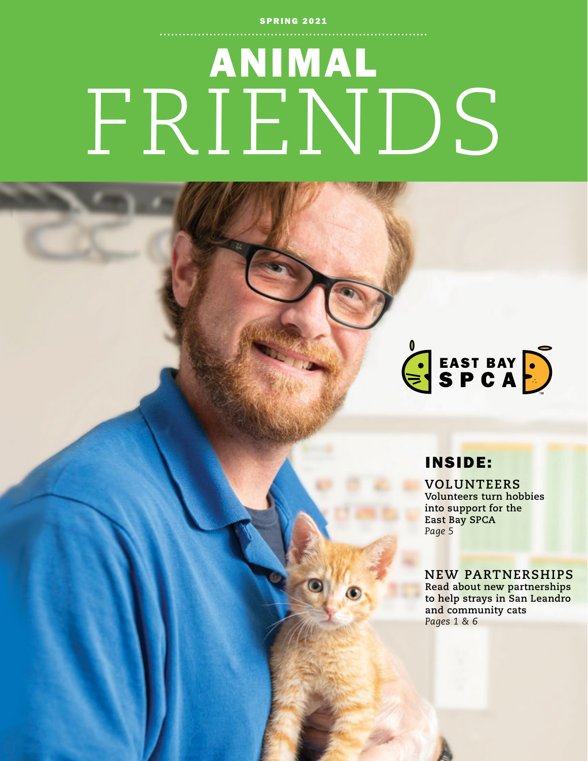SPRING 2021

# ANIMAL FRIENDS

EAST BAY SPCA

## INSIDE:

### VOLUNTEERS

**Volunteers turn hobbies into support for the East Bay SPCA**
*Page 5*

### NEW PARTNERSHIPS

**Read about new partnerships to help strays in San Leandro and community cats**
*Pages 1 & 6*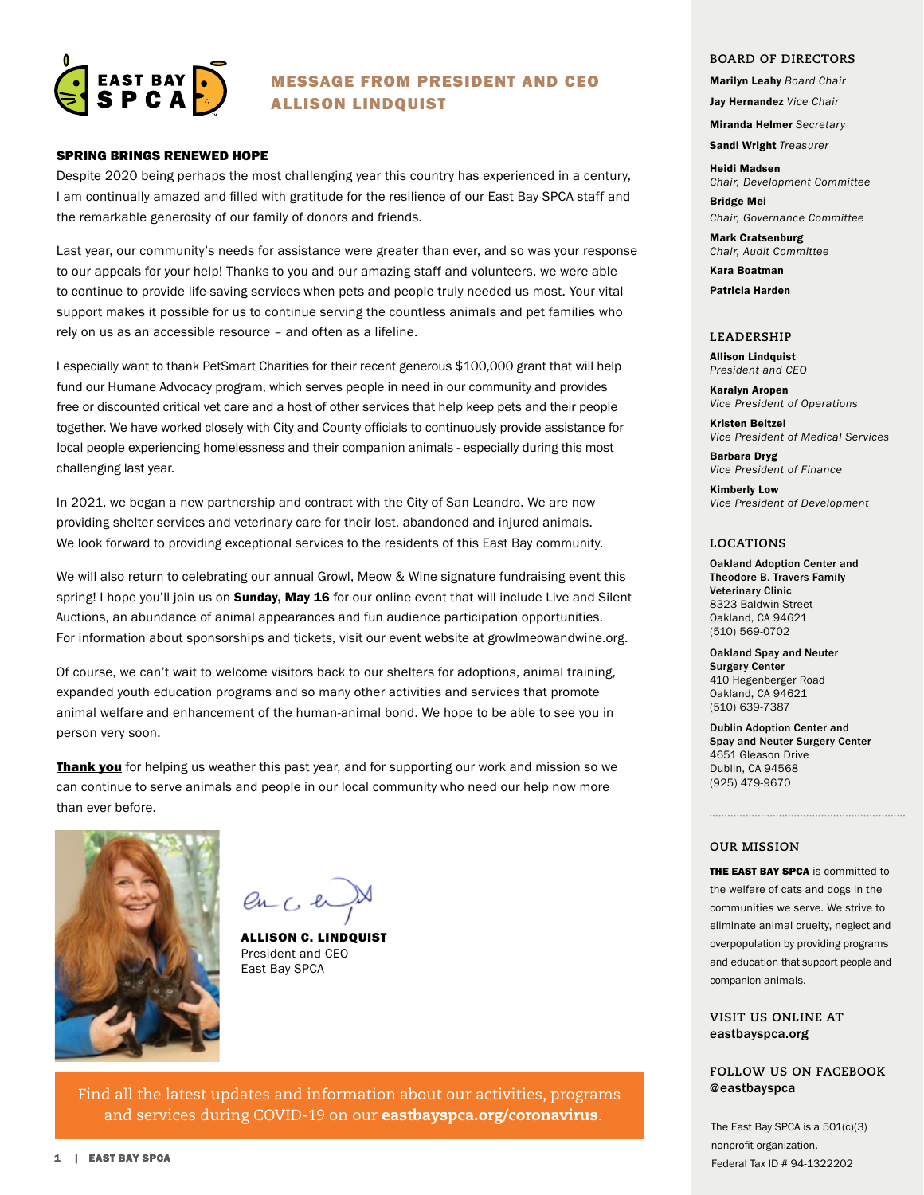## MESSAGE FROM PRESIDENT AND CEO ALLISON LINDQUIST

### SPRING BRINGS RENEWED HOPE

Despite 2020 being perhaps the most challenging year this country has experienced in a century, I am continually amazed and filled with gratitude for the resilience of our East Bay SPCA staff and the remarkable generosity of our family of donors and friends.

Last year, our community's needs for assistance were greater than ever, and so was your response to our appeals for your help! Thanks to you and our amazing staff and volunteers, we were able to continue to provide life-saving services when pets and people truly needed us most. Your vital support makes it possible for us to continue serving the countless animals and pet families who rely on us as an accessible resource – and often as a lifeline.

I especially want to thank PetSmart Charities for their recent generous $100,000 grant that will help fund our Humane Advocacy program, which serves people in need in our community and provides free or discounted critical vet care and a host of other services that help keep pets and their people together. We have worked closely with City and County officials to continuously provide assistance for local people experiencing homelessness and their companion animals - especially during this most challenging last year.

In 2021, we began a new partnership and contract with the City of San Leandro. We are now providing shelter services and veterinary care for their lost, abandoned and injured animals. We look forward to providing exceptional services to the residents of this East Bay community.

We will also return to celebrating our annual Growl, Meow & Wine signature fundraising event this spring! I hope you'll join us on **Sunday, May 16** for our online event that will include Live and Silent Auctions, an abundance of animal appearances and fun audience participation opportunities. For information about sponsorships and tickets, visit our event website at growlmeowandwine.org.

Of course, we can't wait to welcome visitors back to our shelters for adoptions, animal training, expanded youth education programs and so many other activities and services that promote animal welfare and enhancement of the human-animal bond. We hope to be able to see you in person very soon.

**Thank you** for helping us weather this past year, and for supporting our work and mission so we can continue to serve animals and people in our local community who need our help now more than ever before.

**ALLISON C. LINDQUIST**
President and CEO
East Bay SPCA

Find all the latest updates and information about our activities, programs and services during COVID-19 on our **eastbayspca.org/coronavirus**.

### BOARD OF DIRECTORS

**Marilyn Leahy** *Board Chair*
**Jay Hernandez** *Vice Chair*
**Miranda Helmer** *Secretary*
**Sandi Wright** *Treasurer*
**Heidi Madsen** *Chair, Development Committee*
**Bridge Mei** *Chair, Governance Committee*
**Mark Cratsenburg** *Chair, Audit Committee*
**Kara Boatman**
**Patricia Harden**

### LEADERSHIP

**Allison Lindquist** *President and CEO*
**Karalyn Aropen** *Vice President of Operations*
**Kristen Beitzel** *Vice President of Medical Services*
**Barbara Dryg** *Vice President of Finance*
**Kimberly Low** *Vice President of Development*

### LOCATIONS

**Oakland Adoption Center and Theodore B. Travers Family Veterinary Clinic**
8323 Baldwin Street
Oakland, CA 94621
(510) 569-0702

**Oakland Spay and Neuter Surgery Center**
410 Hegenberger Road
Oakland, CA 94621
(510) 639-7387

**Dublin Adoption Center and Spay and Neuter Surgery Center**
4651 Gleason Drive
Dublin, CA 94568
(925) 479-9670

### OUR MISSION

**THE EAST BAY SPCA** is committed to the welfare of cats and dogs in the communities we serve. We strive to eliminate animal cruelty, neglect and overpopulation by providing programs and education that support people and companion animals.

### VISIT US ONLINE AT
**eastbayspca.org**

### FOLLOW US ON FACEBOOK
**@eastbayspca**

The East Bay SPCA is a 501(c)(3) nonprofit organization.
Federal Tax ID # 94-1322202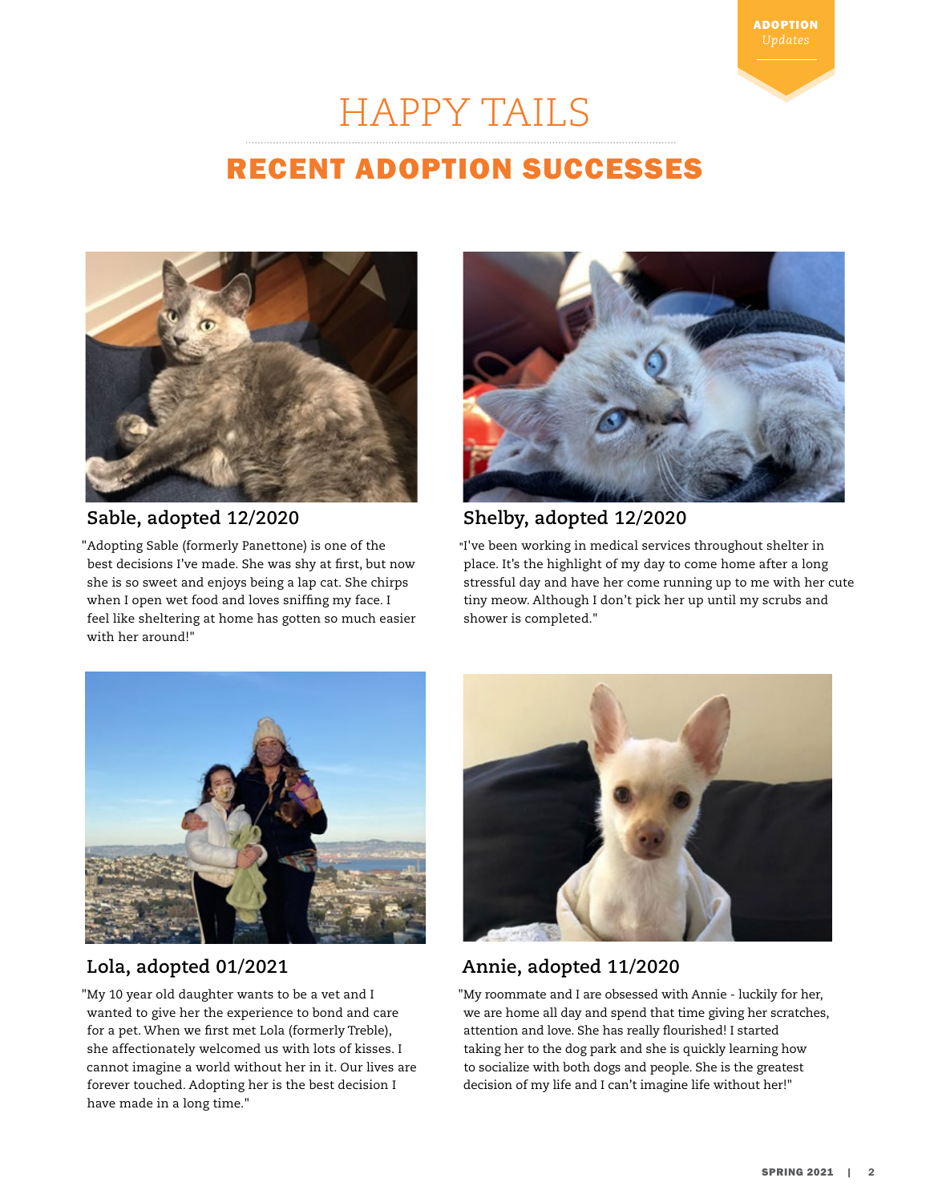# HAPPY TAILS

## RECENT ADOPTION SUCCESSES

### Sable, adopted 12/2020

"Adopting Sable (formerly Panettone) is one of the best decisions I've made. She was shy at first, but now she is so sweet and enjoys being a lap cat. She chirps when I open wet food and loves sniffing my face. I feel like sheltering at home has gotten so much easier with her around!"

### Shelby, adopted 12/2020

"I've been working in medical services throughout shelter in place. It's the highlight of my day to come home after a long stressful day and have her come running up to me with her cute tiny meow. Although I don't pick her up until my scrubs and shower is completed."

### Lola, adopted 01/2021

"My 10 year old daughter wants to be a vet and I wanted to give her the experience to bond and care for a pet. When we first met Lola (formerly Treble), she affectionately welcomed us with lots of kisses. I cannot imagine a world without her in it. Our lives are forever touched. Adopting her is the best decision I have made in a long time."

### Annie, adopted 11/2020

"My roommate and I are obsessed with Annie - luckily for her, we are home all day and spend that time giving her scratches, attention and love. She has really flourished! I started taking her to the dog park and she is quickly learning how to socialize with both dogs and people. She is the greatest decision of my life and I can't imagine life without her!"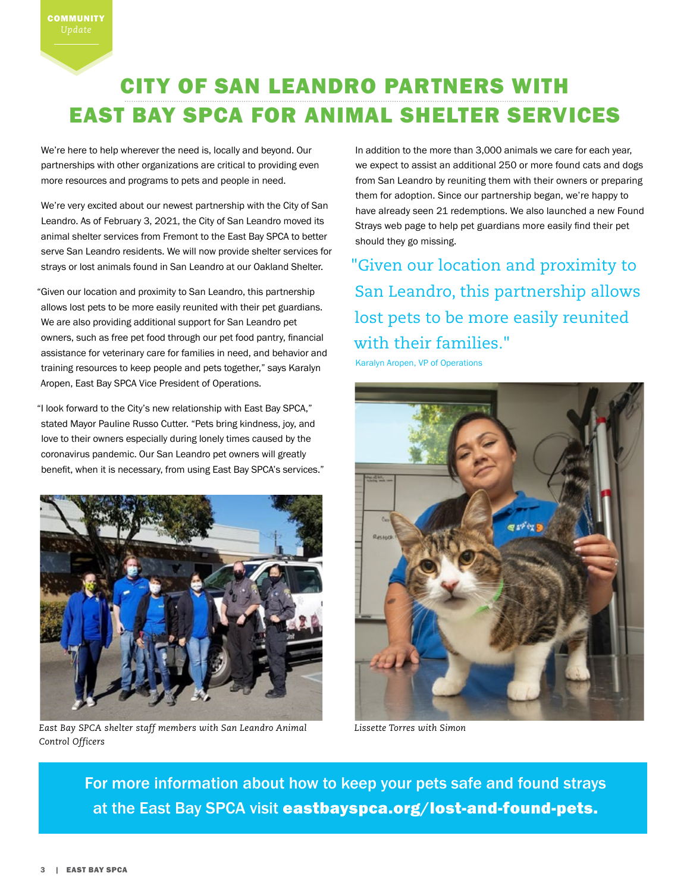COMMUNITY *Update*

# CITY OF SAN LEANDRO PARTNERS WITH EAST BAY SPCA FOR ANIMAL SHELTER SERVICES

We're here to help wherever the need is, locally and beyond. Our partnerships with other organizations are critical to providing even more resources and programs to pets and people in need.

We're very excited about our newest partnership with the City of San Leandro. As of February 3, 2021, the City of San Leandro moved its animal shelter services from Fremont to the East Bay SPCA to better serve San Leandro residents. We will now provide shelter services for strays or lost animals found in San Leandro at our Oakland Shelter.

"Given our location and proximity to San Leandro, this partnership allows lost pets to be more easily reunited with their pet guardians. We are also providing additional support for San Leandro pet owners, such as free pet food through our pet food pantry, financial assistance for veterinary care for families in need, and behavior and training resources to keep people and pets together," says Karalyn Aropen, East Bay SPCA Vice President of Operations.

"I look forward to the City's new relationship with East Bay SPCA," stated Mayor Pauline Russo Cutter. "Pets bring kindness, joy, and love to their owners especially during lonely times caused by the coronavirus pandemic. Our San Leandro pet owners will greatly benefit, when it is necessary, from using East Bay SPCA's services."

*East Bay SPCA shelter staff members with San Leandro Animal Control Officers*

In addition to the more than 3,000 animals we care for each year, we expect to assist an additional 250 or more found cats and dogs from San Leandro by reuniting them with their owners or preparing them for adoption. Since our partnership began, we're happy to have already seen 21 redemptions. We also launched a new Found Strays web page to help pet guardians more easily find their pet should they go missing.

> "Given our location and proximity to San Leandro, this partnership allows lost pets to be more easily reunited with their families."
>
> Karalyn Aropen, VP of Operations

*Lissette Torres with Simon*

For more information about how to keep your pets safe and found strays at the East Bay SPCA visit **eastbayspca.org/lost-and-found-pets.**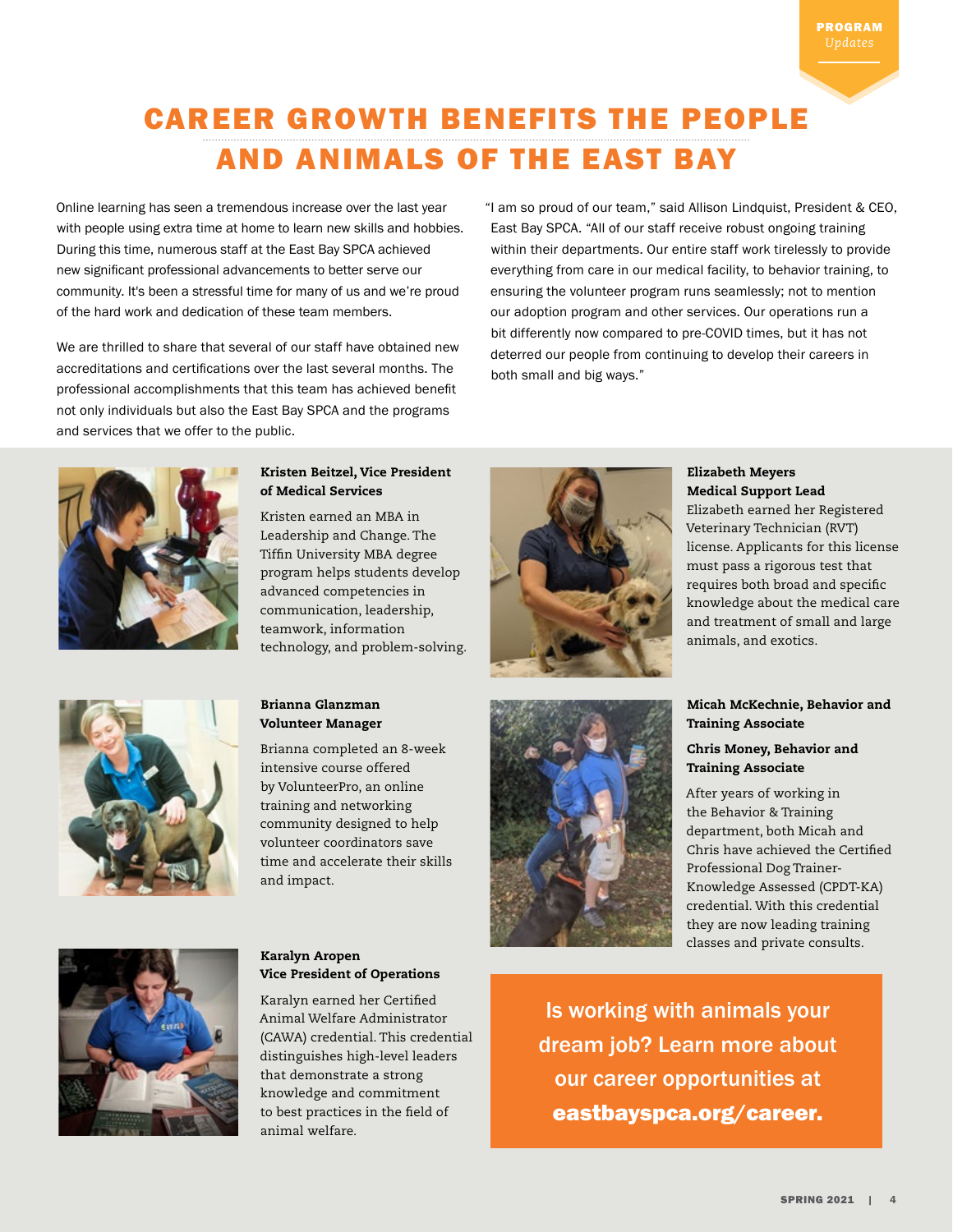# CAREER GROWTH BENEFITS THE PEOPLE AND ANIMALS OF THE EAST BAY

Online learning has seen a tremendous increase over the last year with people using extra time at home to learn new skills and hobbies. During this time, numerous staff at the East Bay SPCA achieved new significant professional advancements to better serve our community. It's been a stressful time for many of us and we're proud of the hard work and dedication of these team members.

We are thrilled to share that several of our staff have obtained new accreditations and certifications over the last several months. The professional accomplishments that this team has achieved benefit not only individuals but also the East Bay SPCA and the programs and services that we offer to the public.

"I am so proud of our team," said Allison Lindquist, President & CEO, East Bay SPCA. "All of our staff receive robust ongoing training within their departments. Our entire staff work tirelessly to provide everything from care in our medical facility, to behavior training, to ensuring the volunteer program runs seamlessly; not to mention our adoption program and other services. Our operations run a bit differently now compared to pre-COVID times, but it has not deterred our people from continuing to develop their careers in both small and big ways."

**Kristen Beitzel, Vice President of Medical Services**

Kristen earned an MBA in Leadership and Change. The Tiffin University MBA degree program helps students develop advanced competencies in communication, leadership, teamwork, information technology, and problem-solving.

**Brianna Glanzman Volunteer Manager**

Brianna completed an 8-week intensive course offered by VolunteerPro, an online training and networking community designed to help volunteer coordinators save time and accelerate their skills and impact.

**Karalyn Aropen Vice President of Operations**

Karalyn earned her Certified Animal Welfare Administrator (CAWA) credential. This credential distinguishes high-level leaders that demonstrate a strong knowledge and commitment to best practices in the field of animal welfare.

**Elizabeth Meyers Medical Support Lead**

Elizabeth earned her Registered Veterinary Technician (RVT) license. Applicants for this license must pass a rigorous test that requires both broad and specific knowledge about the medical care and treatment of small and large animals, and exotics.

**Micah McKechnie, Behavior and Training Associate**

**Chris Money, Behavior and Training Associate**

After years of working in the Behavior & Training department, both Micah and Chris have achieved the Certified Professional Dog Trainer-Knowledge Assessed (CPDT-KA) credential. With this credential they are now leading training classes and private consults.

Is working with animals your dream job? Learn more about our career opportunities at **eastbayspca.org/career.**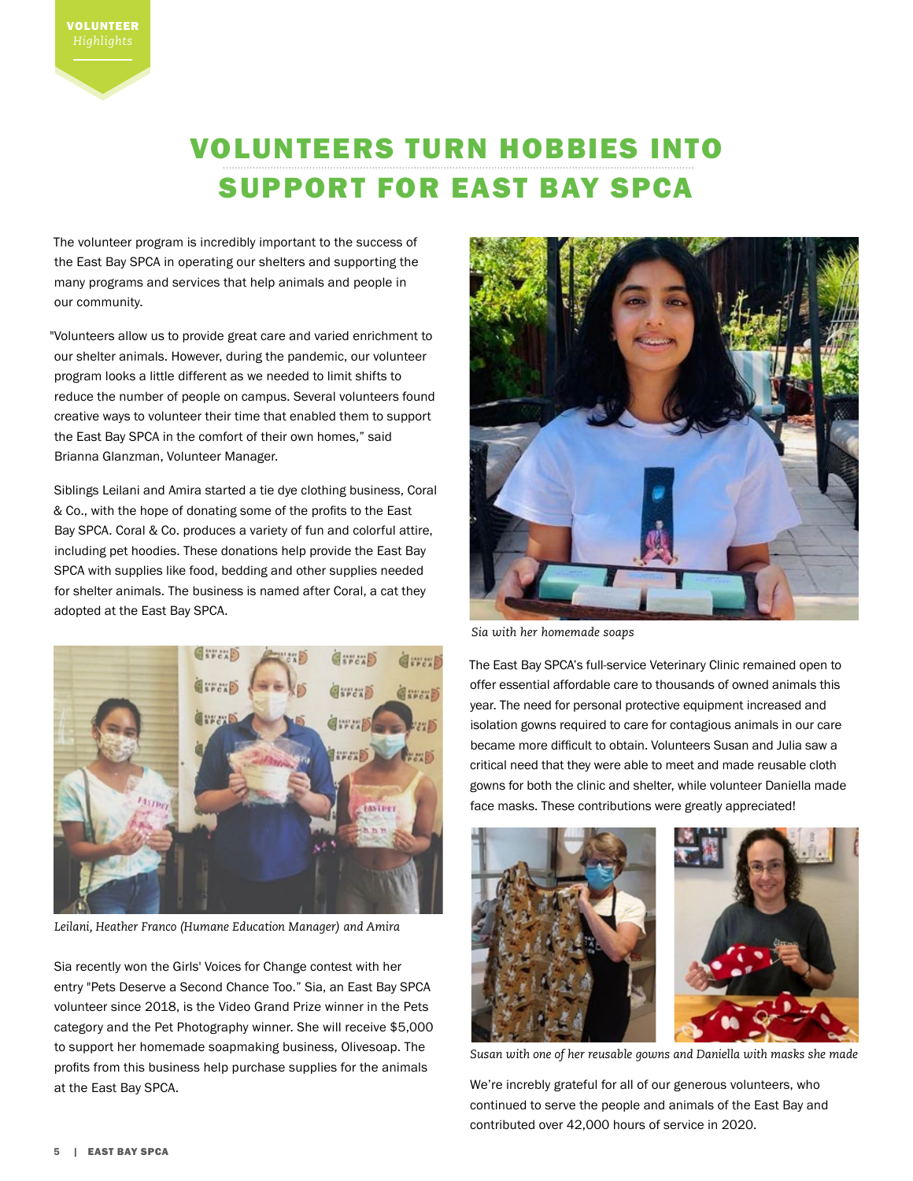VOLUNTEER
*Highlights*

# VOLUNTEERS TURN HOBBIES INTO SUPPORT FOR EAST BAY SPCA

The volunteer program is incredibly important to the success of the East Bay SPCA in operating our shelters and supporting the many programs and services that help animals and people in our community.

"Volunteers allow us to provide great care and varied enrichment to our shelter animals. However, during the pandemic, our volunteer program looks a little different as we needed to limit shifts to reduce the number of people on campus. Several volunteers found creative ways to volunteer their time that enabled them to support the East Bay SPCA in the comfort of their own homes," said Brianna Glanzman, Volunteer Manager.

Siblings Leilani and Amira started a tie dye clothing business, Coral & Co., with the hope of donating some of the profits to the East Bay SPCA. Coral & Co. produces a variety of fun and colorful attire, including pet hoodies. These donations help provide the East Bay SPCA with supplies like food, bedding and other supplies needed for shelter animals. The business is named after Coral, a cat they adopted at the East Bay SPCA.

*Leilani, Heather Franco (Humane Education Manager) and Amira*

Sia recently won the Girls' Voices for Change contest with her entry "Pets Deserve a Second Chance Too." Sia, an East Bay SPCA volunteer since 2018, is the Video Grand Prize winner in the Pets category and the Pet Photography winner. She will receive $5,000 to support her homemade soapmaking business, Olivesoap. The profits from this business help purchase supplies for the animals at the East Bay SPCA.

*Sia with her homemade soaps*

The East Bay SPCA's full-service Veterinary Clinic remained open to offer essential affordable care to thousands of owned animals this year. The need for personal protective equipment increased and isolation gowns required to care for contagious animals in our care became more difficult to obtain. Volunteers Susan and Julia saw a critical need that they were able to meet and made reusable cloth gowns for both the clinic and shelter, while volunteer Daniella made face masks. These contributions were greatly appreciated!

*Susan with one of her reusable gowns and Daniella with masks she made*

We're incredibly grateful for all of our generous volunteers, who continued to serve the people and animals of the East Bay and contributed over 42,000 hours of service in 2020.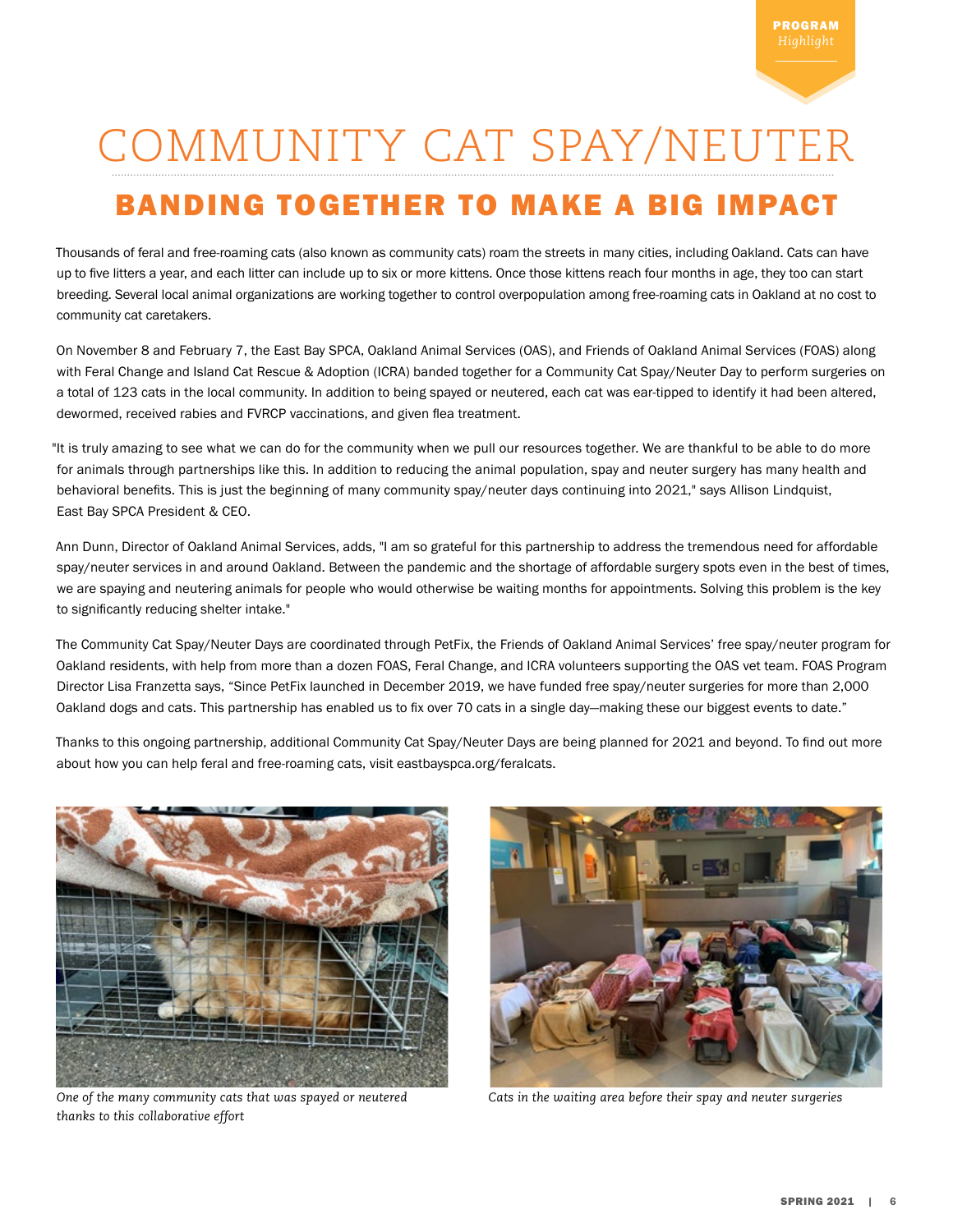PROGRAM *Highlight*

# COMMUNITY CAT SPAY/NEUTER

## BANDING TOGETHER TO MAKE A BIG IMPACT

Thousands of feral and free-roaming cats (also known as community cats) roam the streets in many cities, including Oakland. Cats can have up to five litters a year, and each litter can include up to six or more kittens. Once those kittens reach four months in age, they too can start breeding. Several local animal organizations are working together to control overpopulation among free-roaming cats in Oakland at no cost to community cat caretakers.

On November 8 and February 7, the East Bay SPCA, Oakland Animal Services (OAS), and Friends of Oakland Animal Services (FOAS) along with Feral Change and Island Cat Rescue & Adoption (ICRA) banded together for a Community Cat Spay/Neuter Day to perform surgeries on a total of 123 cats in the local community. In addition to being spayed or neutered, each cat was ear-tipped to identify it had been altered, dewormed, received rabies and FVRCP vaccinations, and given flea treatment.

"It is truly amazing to see what we can do for the community when we pull our resources together. We are thankful to be able to do more for animals through partnerships like this. In addition to reducing the animal population, spay and neuter surgery has many health and behavioral benefits. This is just the beginning of many community spay/neuter days continuing into 2021," says Allison Lindquist, East Bay SPCA President & CEO.

Ann Dunn, Director of Oakland Animal Services, adds, "I am so grateful for this partnership to address the tremendous need for affordable spay/neuter services in and around Oakland. Between the pandemic and the shortage of affordable surgery spots even in the best of times, we are spaying and neutering animals for people who would otherwise be waiting months for appointments. Solving this problem is the key to significantly reducing shelter intake."

The Community Cat Spay/Neuter Days are coordinated through PetFix, the Friends of Oakland Animal Services' free spay/neuter program for Oakland residents, with help from more than a dozen FOAS, Feral Change, and ICRA volunteers supporting the OAS vet team. FOAS Program Director Lisa Franzetta says, "Since PetFix launched in December 2019, we have funded free spay/neuter surgeries for more than 2,000 Oakland dogs and cats. This partnership has enabled us to fix over 70 cats in a single day—making these our biggest events to date."

Thanks to this ongoing partnership, additional Community Cat Spay/Neuter Days are being planned for 2021 and beyond. To find out more about how you can help feral and free-roaming cats, visit eastbayspca.org/feralcats.

*One of the many community cats that was spayed or neutered thanks to this collaborative effort*

*Cats in the waiting area before their spay and neuter surgeries*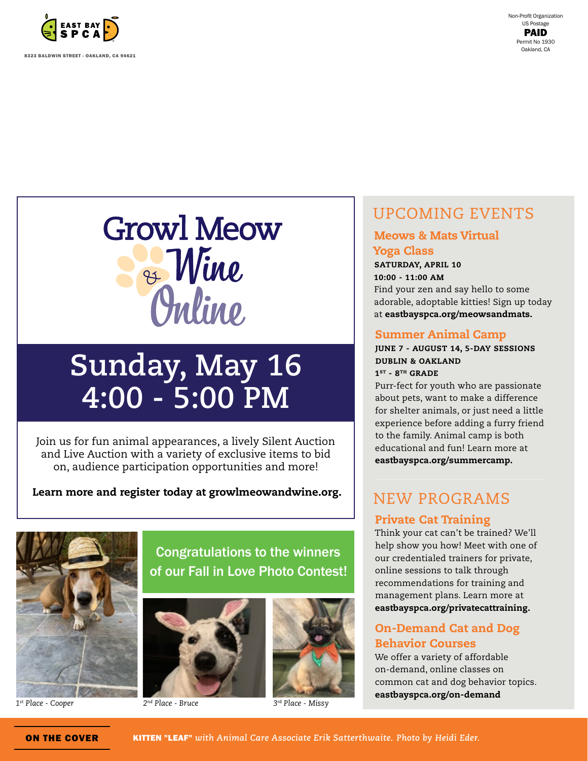EAST BAY SPCA

8323 BALDWIN STREET · OAKLAND, CA 94621

Non-Profit Organization
US Postage
**PAID**
Permit No 1930
Oakland, CA

# Growl Meow & Wine Online

## Sunday, May 16
## 4:00 - 5:00 PM

Join us for fun animal appearances, a lively Silent Auction and Live Auction with a variety of exclusive items to bid on, audience participation opportunities and more!

**Learn more and register today at growlmeowandwine.org.**

## Congratulations to the winners of our Fall in Love Photo Contest!

*1st Place - Cooper*

*2nd Place - Bruce*

*3rd Place - Missy*

## UPCOMING EVENTS

### Meows & Mats Virtual Yoga Class

**SATURDAY, APRIL 10**
**10:00 - 11:00 AM**

Find your zen and say hello to some adorable, adoptable kitties! Sign up today at **eastbayspca.org/meowsandmats.**

### Summer Animal Camp

**JUNE 7 - AUGUST 14, 5-DAY SESSIONS**
**DUBLIN & OAKLAND**
**1ST - 8TH GRADE**

Purr-fect for youth who are passionate about pets, want to make a difference for shelter animals, or just need a little experience before adding a furry friend to the family. Animal camp is both educational and fun! Learn more at **eastbayspca.org/summercamp.**

## NEW PROGRAMS

### Private Cat Training

Think your cat can't be trained? We'll help show you how! Meet with one of our credentialed trainers for private, online sessions to talk through recommendations for training and management plans. Learn more at **eastbayspca.org/privatecattraining.**

### On-Demand Cat and Dog Behavior Courses

We offer a variety of affordable on-demand, online classes on common cat and dog behavior topics. **eastbayspca.org/on-demand**

**ON THE COVER** **KITTEN "LEAF"** *with Animal Care Associate Erik Satterthwaite. Photo by Heidi Eder.*